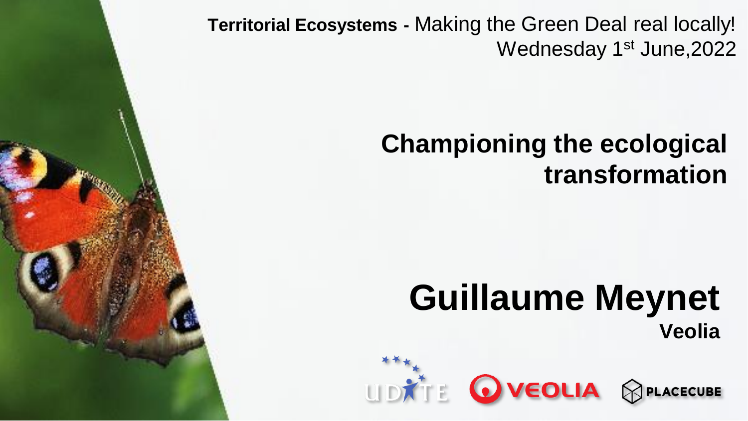**Territorial Ecosystems -** Making the Green Deal real locally!
Wednesday 1st June,2022

# Championing the ecological transformation

# Guillaume Meynet

**Veolia**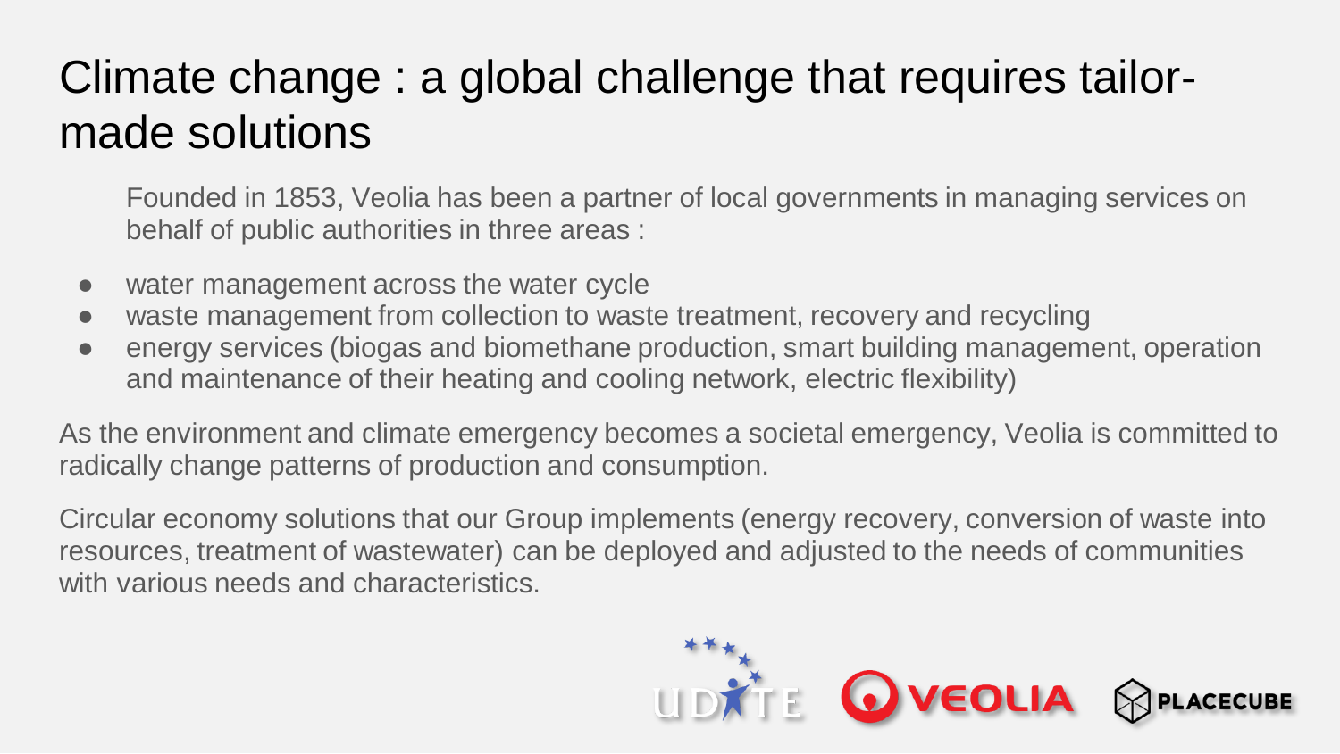# Climate change : a global challenge that requires tailor-made solutions

Founded in 1853, Veolia has been a partner of local governments in managing services on behalf of public authorities in three areas :

- water management across the water cycle
- waste management from collection to waste treatment, recovery and recycling
- energy services (biogas and biomethane production, smart building management, operation and maintenance of their heating and cooling network, electric flexibility)

As the environment and climate emergency becomes a societal emergency, Veolia is committed to radically change patterns of production and consumption.

Circular economy solutions that our Group implements (energy recovery, conversion of waste into resources, treatment of wastewater) can be deployed and adjusted to the needs of communities with various needs and characteristics.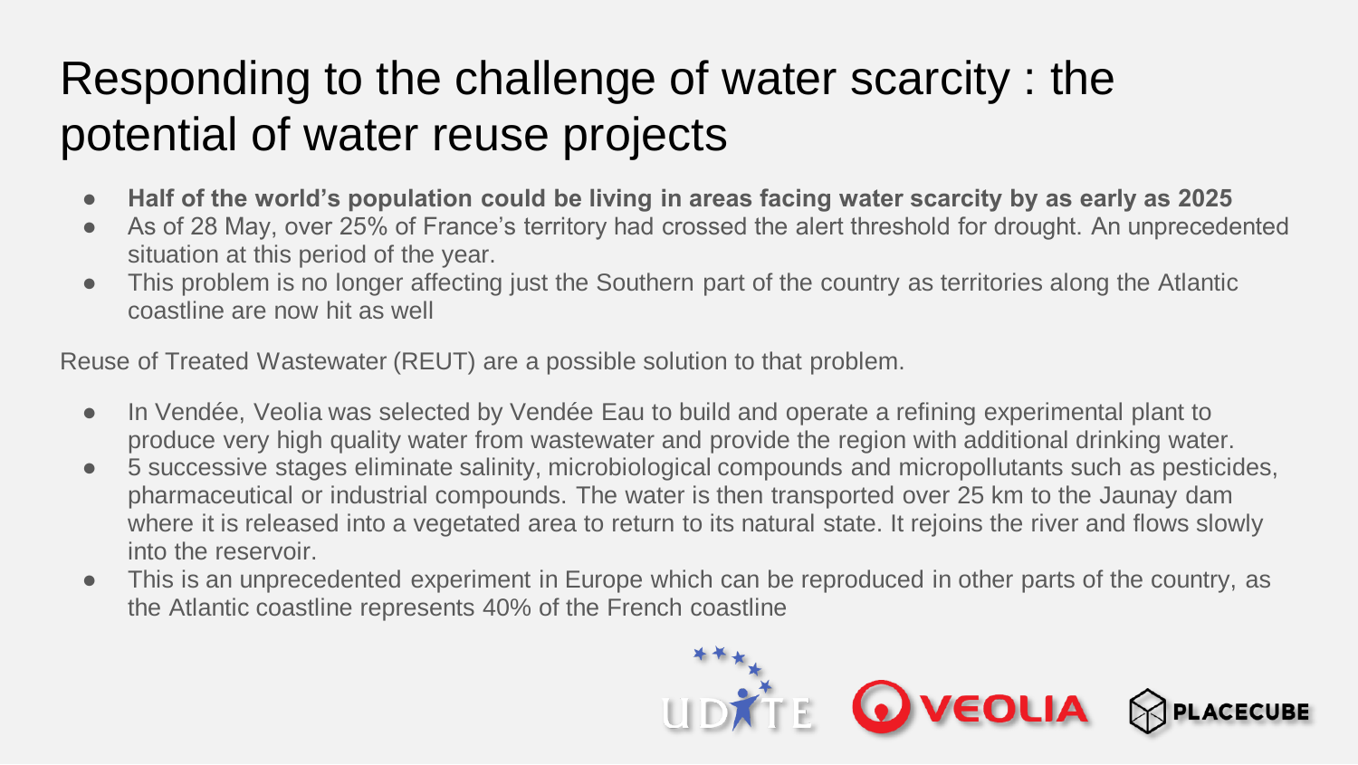# Responding to the challenge of water scarcity : the potential of water reuse projects

- **Half of the world's population could be living in areas facing water scarcity by as early as 2025**
- As of 28 May, over 25% of France's territory had crossed the alert threshold for drought. An unprecedented situation at this period of the year.
- This problem is no longer affecting just the Southern part of the country as territories along the Atlantic coastline are now hit as well

Reuse of Treated Wastewater (REUT) are a possible solution to that problem.

- In Vendée, Veolia was selected by Vendée Eau to build and operate a refining experimental plant to produce very high quality water from wastewater and provide the region with additional drinking water.
- 5 successive stages eliminate salinity, microbiological compounds and micropollutants such as pesticides, pharmaceutical or industrial compounds. The water is then transported over 25 km to the Jaunay dam where it is released into a vegetated area to return to its natural state. It rejoins the river and flows slowly into the reservoir.
- This is an unprecedented experiment in Europe which can be reproduced in other parts of the country, as the Atlantic coastline represents 40% of the French coastline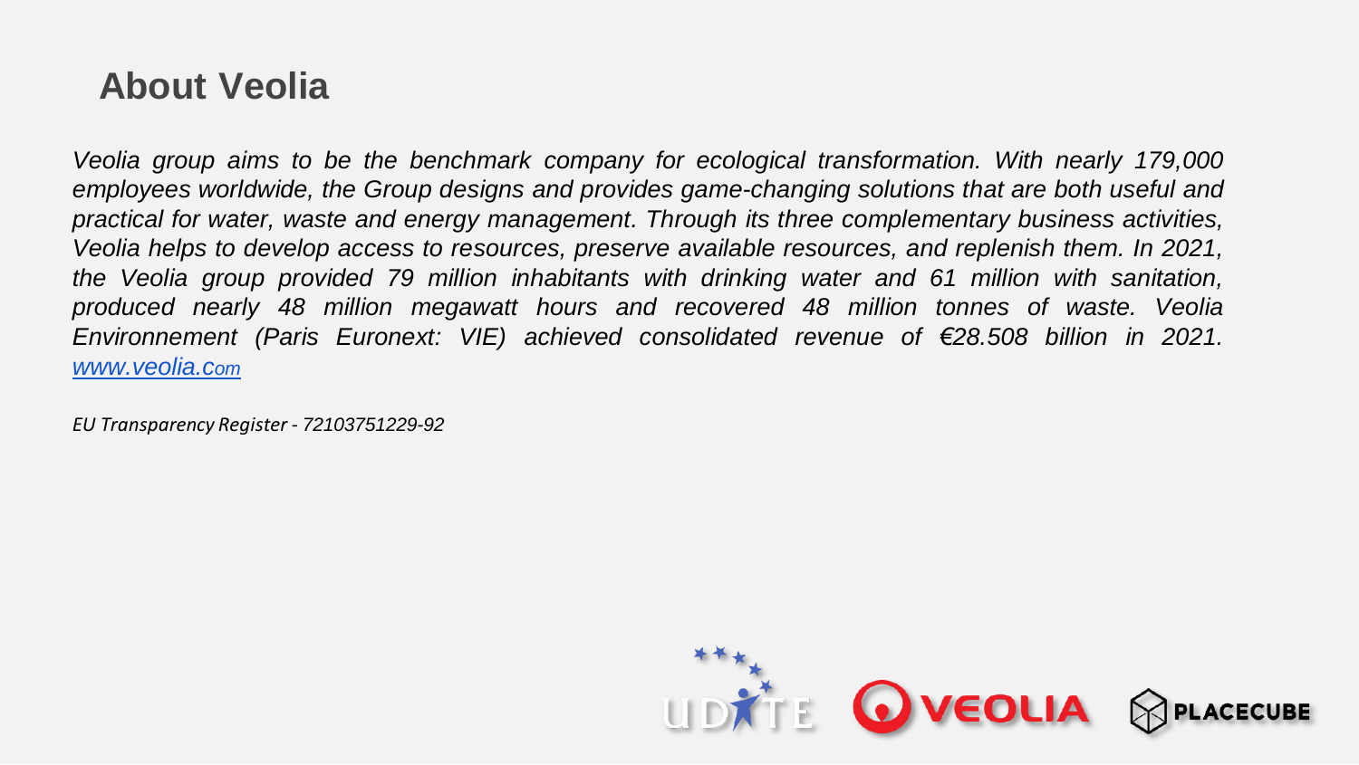# About Veolia

*Veolia group aims to be the benchmark company for ecological transformation. With nearly 179,000 employees worldwide, the Group designs and provides game-changing solutions that are both useful and practical for water, waste and energy management. Through its three complementary business activities, Veolia helps to develop access to resources, preserve available resources, and replenish them. In 2021, the Veolia group provided 79 million inhabitants with drinking water and 61 million with sanitation, produced nearly 48 million megawatt hours and recovered 48 million tonnes of waste. Veolia Environnement (Paris Euronext: VIE) achieved consolidated revenue of €28.508 billion in 2021. www.veolia.com*

*EU Transparency Register - 72103751229-92*